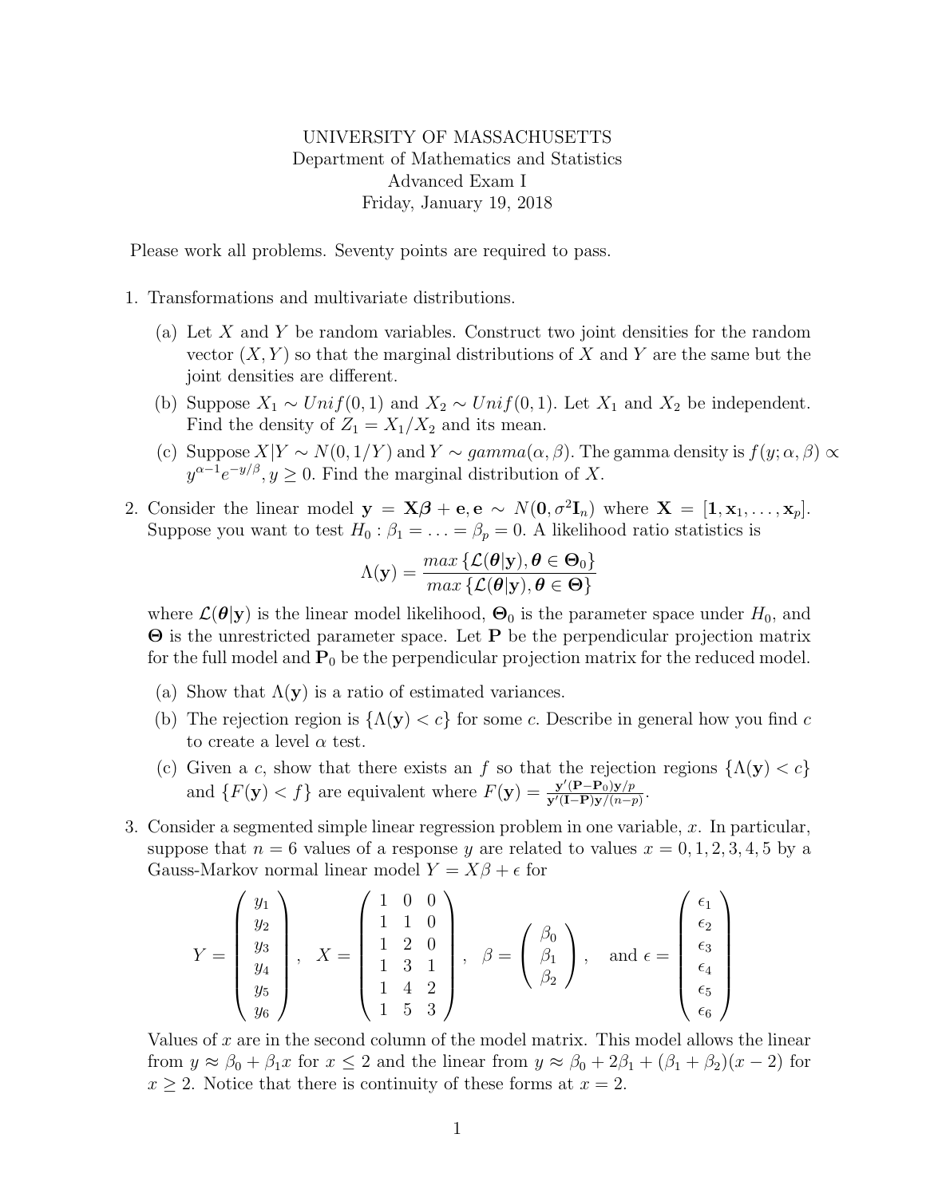UNIVERSITY OF MASSACHUSETTS
Department of Mathematics and Statistics
Advanced Exam I
Friday, January 19, 2018

Please work all problems. Seventy points are required to pass.

1. Transformations and multivariate distributions.

   (a) Let $X$ and $Y$ be random variables. Construct two joint densities for the random vector $(X, Y)$ so that the marginal distributions of $X$ and $Y$ are the same but the joint densities are different.

   (b) Suppose $X_1 \sim Unif(0, 1)$ and $X_2 \sim Unif(0, 1)$. Let $X_1$ and $X_2$ be independent. Find the density of $Z_1 = X_1/X_2$ and its mean.

   (c) Suppose $X|Y \sim N(0, 1/Y)$ and $Y \sim gamma(\alpha, \beta)$. The gamma density is $f(y; \alpha, \beta) \propto y^{\alpha-1}e^{-y/\beta}, y \geq 0$. Find the marginal distribution of $X$.

2. Consider the linear model $\mathbf{y} = \mathbf{X}\boldsymbol{\beta} + \mathbf{e}, \mathbf{e} \sim N(\mathbf{0}, \sigma^2\mathbf{I}_n)$ where $\mathbf{X} = [\mathbf{1}, \mathbf{x}_1, \ldots, \mathbf{x}_p]$. Suppose you want to test $H_0 : \beta_1 = \ldots = \beta_p = 0$. A likelihood ratio statistics is

$$\Lambda(\mathbf{y}) = \frac{max\,\{\mathcal{L}(\boldsymbol{\theta}|\mathbf{y}), \boldsymbol{\theta} \in \boldsymbol{\Theta}_0\}}{max\,\{\mathcal{L}(\boldsymbol{\theta}|\mathbf{y}), \boldsymbol{\theta} \in \boldsymbol{\Theta}\}}$$

   where $\mathcal{L}(\boldsymbol{\theta}|\mathbf{y})$ is the linear model likelihood, $\boldsymbol{\Theta}_0$ is the parameter space under $H_0$, and $\boldsymbol{\Theta}$ is the unrestricted parameter space. Let $\mathbf{P}$ be the perpendicular projection matrix for the full model and $\mathbf{P}_0$ be the perpendicular projection matrix for the reduced model.

   (a) Show that $\Lambda(\mathbf{y})$ is a ratio of estimated variances.

   (b) The rejection region is $\{\Lambda(\mathbf{y}) < c\}$ for some $c$. Describe in general how you find $c$ to create a level $\alpha$ test.

   (c) Given a $c$, show that there exists an $f$ so that the rejection regions $\{\Lambda(\mathbf{y}) < c\}$ and $\{F(\mathbf{y}) < f\}$ are equivalent where $F(\mathbf{y}) = \frac{\mathbf{y}'(\mathbf{P}-\mathbf{P}_0)\mathbf{y}/p}{\mathbf{y}'(\mathbf{I}-\mathbf{P})\mathbf{y}/(n-p)}$.

3. Consider a segmented simple linear regression problem in one variable, $x$. In particular, suppose that $n = 6$ values of a response $y$ are related to values $x = 0, 1, 2, 3, 4, 5$ by a Gauss-Markov normal linear model $Y = X\beta + \epsilon$ for

$$Y = \begin{pmatrix} y_1 \\ y_2 \\ y_3 \\ y_4 \\ y_5 \\ y_6 \end{pmatrix}, \quad X = \begin{pmatrix} 1 & 0 & 0 \\ 1 & 1 & 0 \\ 1 & 2 & 0 \\ 1 & 3 & 1 \\ 1 & 4 & 2 \\ 1 & 5 & 3 \end{pmatrix}, \quad \beta = \begin{pmatrix} \beta_0 \\ \beta_1 \\ \beta_2 \end{pmatrix}, \quad \text{and } \epsilon = \begin{pmatrix} \epsilon_1 \\ \epsilon_2 \\ \epsilon_3 \\ \epsilon_4 \\ \epsilon_5 \\ \epsilon_6 \end{pmatrix}$$

   Values of $x$ are in the second column of the model matrix. This model allows the linear from $y \approx \beta_0 + \beta_1 x$ for $x \leq 2$ and the linear from $y \approx \beta_0 + 2\beta_1 + (\beta_1 + \beta_2)(x - 2)$ for $x \geq 2$. Notice that there is continuity of these forms at $x = 2$.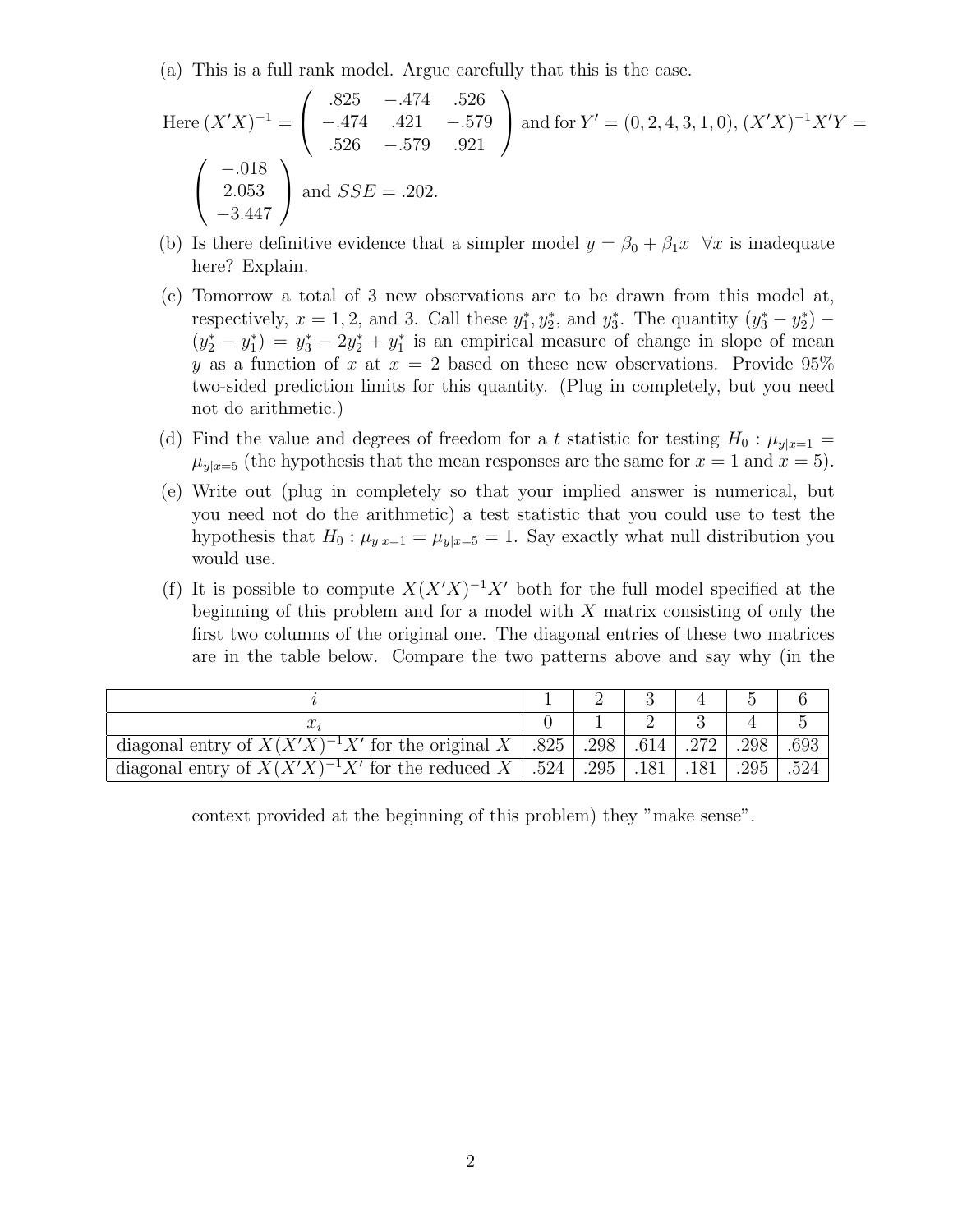(a) This is a full rank model. Argue carefully that this is the case.

Here $(X'X)^{-1} = \begin{pmatrix} .825 & -.474 & .526 \\ -.474 & .421 & -.579 \\ .526 & -.579 & .921 \end{pmatrix}$ and for $Y' = (0, 2, 4, 3, 1, 0)$, $(X'X)^{-1}X'Y = \begin{pmatrix} -.018 \\ 2.053 \\ -3.447 \end{pmatrix}$ and $SSE = .202$.

(b) Is there definitive evidence that a simpler model $y = \beta_0 + \beta_1 x \;\; \forall x$ is inadequate here? Explain.

(c) Tomorrow a total of 3 new observations are to be drawn from this model at, respectively, $x = 1, 2,$ and $3$. Call these $y_1^*, y_2^*,$ and $y_3^*$. The quantity $(y_3^* - y_2^*) - (y_2^* - y_1^*) = y_3^* - 2y_2^* + y_1^*$ is an empirical measure of change in slope of mean $y$ as a function of $x$ at $x = 2$ based on these new observations. Provide 95% two-sided prediction limits for this quantity. (Plug in completely, but you need not do arithmetic.)

(d) Find the value and degrees of freedom for a $t$ statistic for testing $H_0 : \mu_{y|x=1} = \mu_{y|x=5}$ (the hypothesis that the mean responses are the same for $x = 1$ and $x = 5$).

(e) Write out (plug in completely so that your implied answer is numerical, but you need not do the arithmetic) a test statistic that you could use to test the hypothesis that $H_0 : \mu_{y|x=1} = \mu_{y|x=5} = 1$. Say exactly what null distribution you would use.

(f) It is possible to compute $X(X'X)^{-1}X'$ both for the full model specified at the beginning of this problem and for a model with $X$ matrix consisting of only the first two columns of the original one. The diagonal entries of these two matrices are in the table below. Compare the two patterns above and say why (in the context provided at the beginning of this problem) they "make sense".

| $i$ | 1 | 2 | 3 | 4 | 5 | 6 |
|---|---|---|---|---|---|---|
| $x_i$ | 0 | 1 | 2 | 3 | 4 | 5 |
| diagonal entry of $X(X'X)^{-1}X'$ for the original $X$ | .825 | .298 | .614 | .272 | .298 | .693 |
| diagonal entry of $X(X'X)^{-1}X'$ for the reduced $X$ | .524 | .295 | .181 | .181 | .295 | .524 |